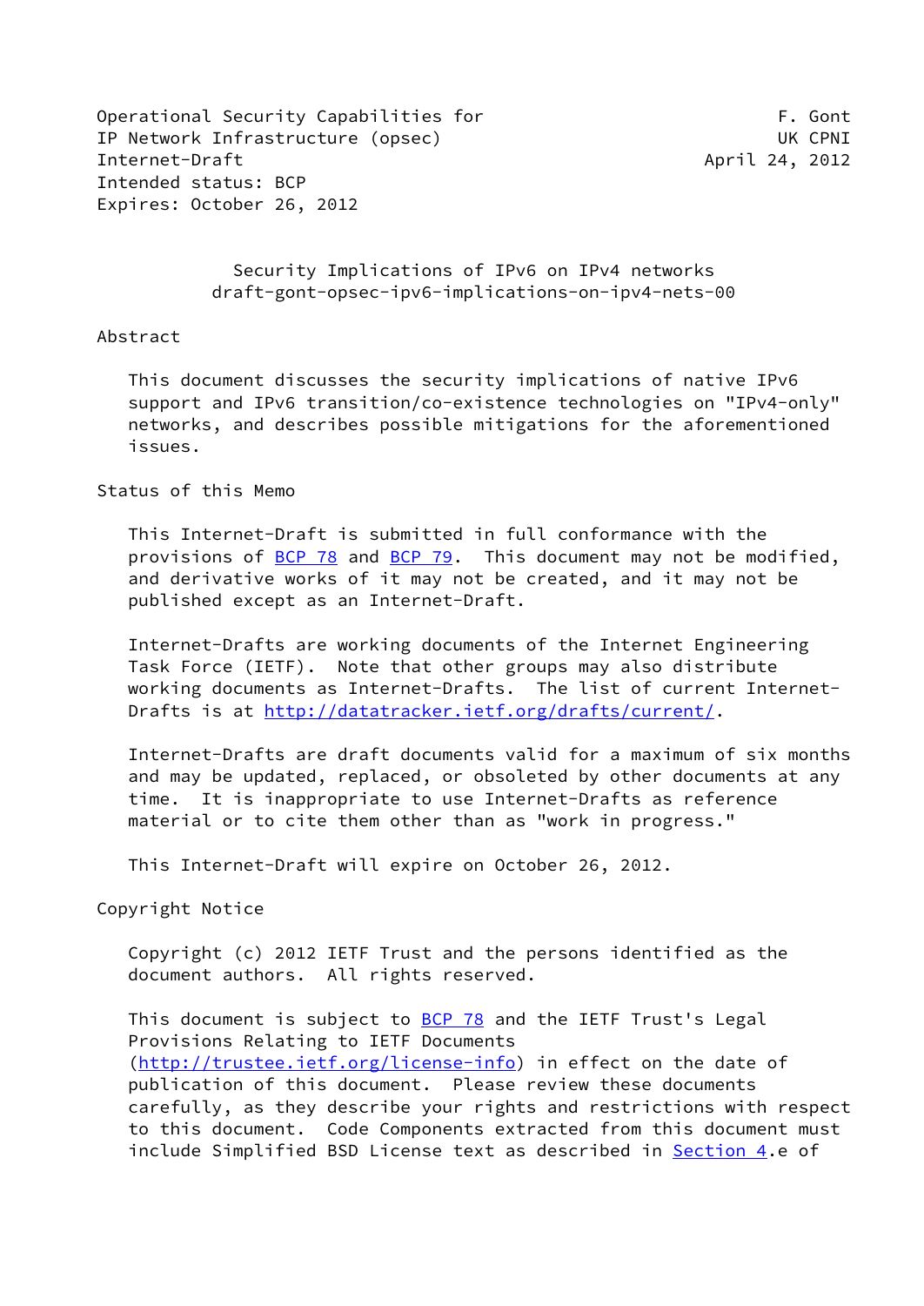Operational Security Capabilities for IP Network Infrastructure (opsec)
Internet-Draft
Intended status: BCP
Expires: October 26, 2012

F. Gont
UK CPNI
April 24, 2012

# Security Implications of IPv6 on IPv4 networks
draft-gont-opsec-ipv6-implications-on-ipv4-nets-00

## Abstract

This document discusses the security implications of native IPv6 support and IPv6 transition/co-existence technologies on "IPv4-only" networks, and describes possible mitigations for the aforementioned issues.

## Status of this Memo

This Internet-Draft is submitted in full conformance with the provisions of BCP 78 and BCP 79. This document may not be modified, and derivative works of it may not be created, and it may not be published except as an Internet-Draft.

Internet-Drafts are working documents of the Internet Engineering Task Force (IETF). Note that other groups may also distribute working documents as Internet-Drafts. The list of current Internet-Drafts is at http://datatracker.ietf.org/drafts/current/.

Internet-Drafts are draft documents valid for a maximum of six months and may be updated, replaced, or obsoleted by other documents at any time. It is inappropriate to use Internet-Drafts as reference material or to cite them other than as "work in progress."

This Internet-Draft will expire on October 26, 2012.

## Copyright Notice

Copyright (c) 2012 IETF Trust and the persons identified as the document authors. All rights reserved.

This document is subject to BCP 78 and the IETF Trust's Legal Provisions Relating to IETF Documents (http://trustee.ietf.org/license-info) in effect on the date of publication of this document. Please review these documents carefully, as they describe your rights and restrictions with respect to this document. Code Components extracted from this document must include Simplified BSD License text as described in Section 4.e of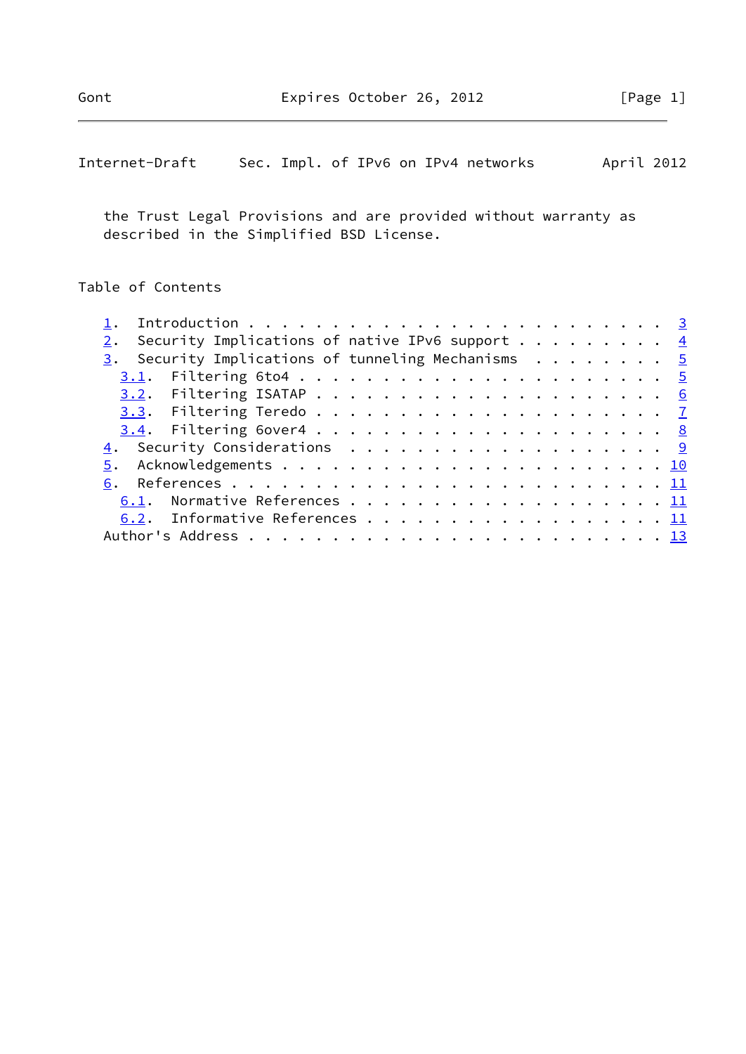the Trust Legal Provisions and are provided without warranty as described in the Simplified BSD License.

## Table of Contents

1. Introduction . . . . . . . . . . . . . . . . . . . . . . . . 3
2. Security Implications of native IPv6 support . . . . . . . . . 4
3. Security Implications of tunneling Mechanisms . . . . . . . . 5
   3.1. Filtering 6to4 . . . . . . . . . . . . . . . . . . . . . 5
   3.2. Filtering ISATAP . . . . . . . . . . . . . . . . . . . . 6
   3.3. Filtering Teredo . . . . . . . . . . . . . . . . . . . . 7
   3.4. Filtering 6over4 . . . . . . . . . . . . . . . . . . . . 8
4. Security Considerations . . . . . . . . . . . . . . . . . . . 9
5. Acknowledgements . . . . . . . . . . . . . . . . . . . . . . . 10
6. References . . . . . . . . . . . . . . . . . . . . . . . . . . 11
   6.1. Normative References . . . . . . . . . . . . . . . . . . 11
   6.2. Informative References . . . . . . . . . . . . . . . . . 11

Author's Address . . . . . . . . . . . . . . . . . . . . . . . . 13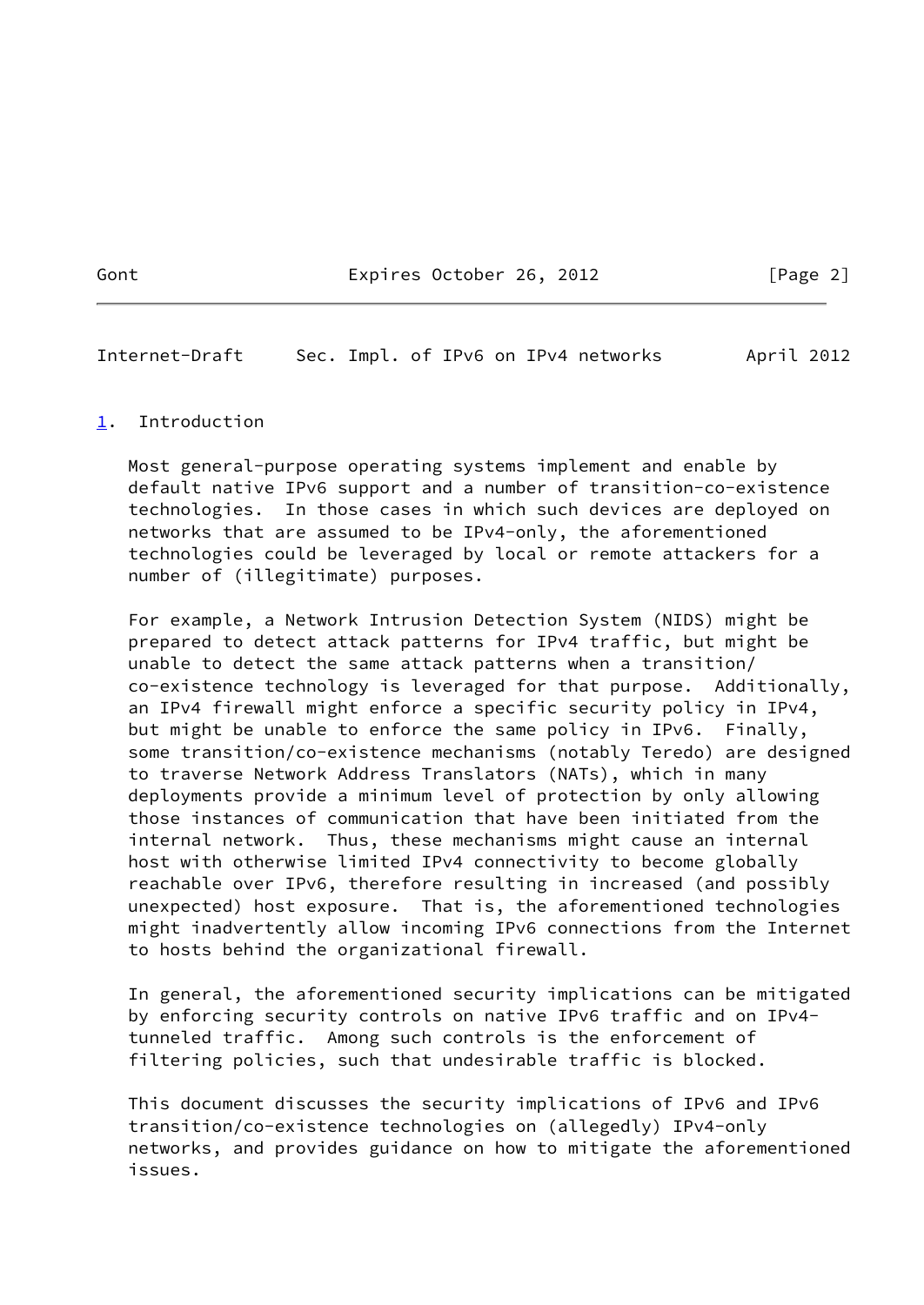# 1. Introduction

Most general-purpose operating systems implement and enable by default native IPv6 support and a number of transition-co-existence technologies. In those cases in which such devices are deployed on networks that are assumed to be IPv4-only, the aforementioned technologies could be leveraged by local or remote attackers for a number of (illegitimate) purposes.

For example, a Network Intrusion Detection System (NIDS) might be prepared to detect attack patterns for IPv4 traffic, but might be unable to detect the same attack patterns when a transition/co-existence technology is leveraged for that purpose. Additionally, an IPv4 firewall might enforce a specific security policy in IPv4, but might be unable to enforce the same policy in IPv6. Finally, some transition/co-existence mechanisms (notably Teredo) are designed to traverse Network Address Translators (NATs), which in many deployments provide a minimum level of protection by only allowing those instances of communication that have been initiated from the internal network. Thus, these mechanisms might cause an internal host with otherwise limited IPv4 connectivity to become globally reachable over IPv6, therefore resulting in increased (and possibly unexpected) host exposure. That is, the aforementioned technologies might inadvertently allow incoming IPv6 connections from the Internet to hosts behind the organizational firewall.

In general, the aforementioned security implications can be mitigated by enforcing security controls on native IPv6 traffic and on IPv4-tunneled traffic. Among such controls is the enforcement of filtering policies, such that undesirable traffic is blocked.

This document discusses the security implications of IPv6 and IPv6 transition/co-existence technologies on (allegedly) IPv4-only networks, and provides guidance on how to mitigate the aforementioned issues.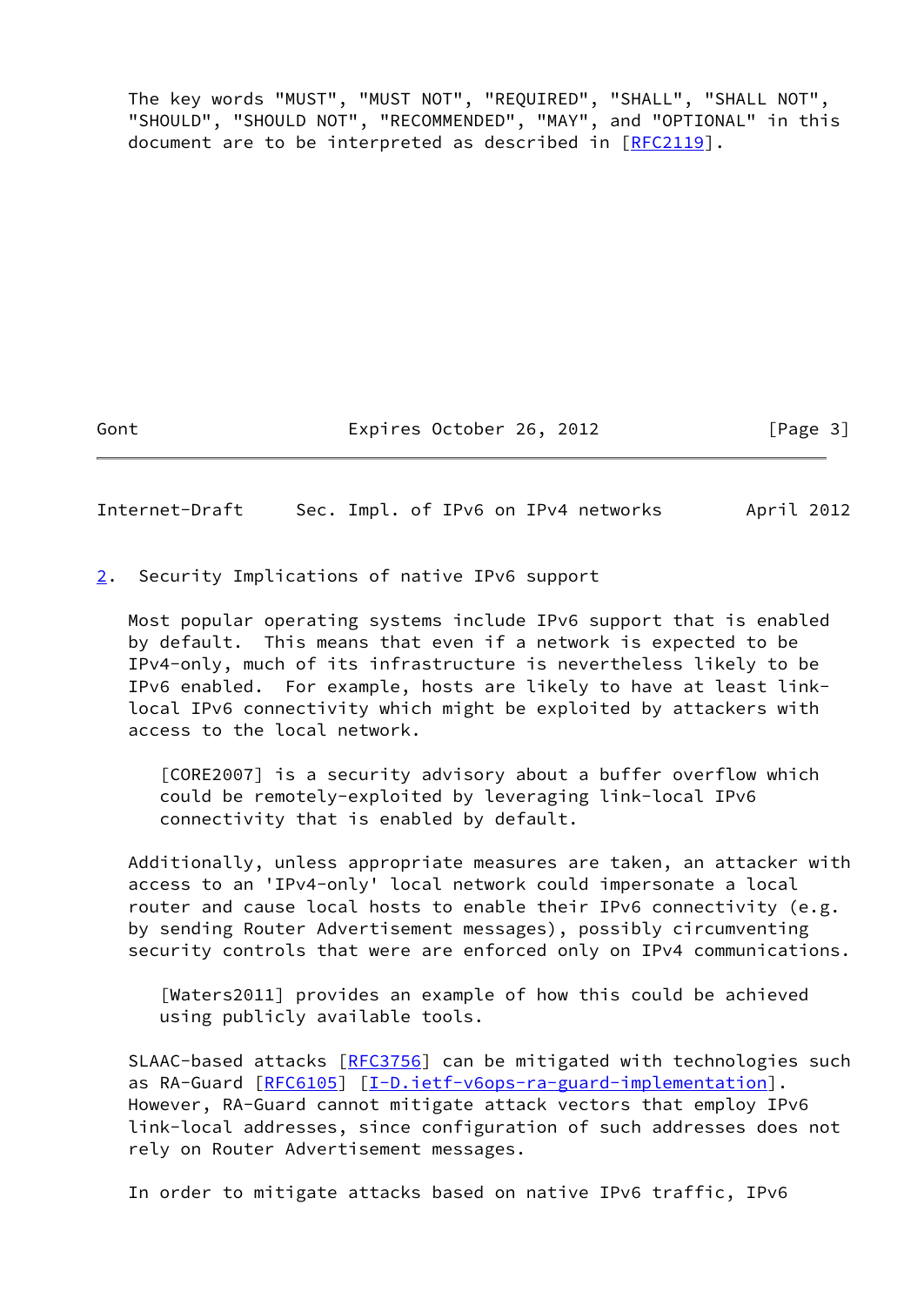The key words "MUST", "MUST NOT", "REQUIRED", "SHALL", "SHALL NOT", "SHOULD", "SHOULD NOT", "RECOMMENDED", "MAY", and "OPTIONAL" in this document are to be interpreted as described in [RFC2119].

## 2. Security Implications of native IPv6 support

Most popular operating systems include IPv6 support that is enabled by default. This means that even if a network is expected to be IPv4-only, much of its infrastructure is nevertheless likely to be IPv6 enabled. For example, hosts are likely to have at least link-local IPv6 connectivity which might be exploited by attackers with access to the local network.

> [CORE2007] is a security advisory about a buffer overflow which could be remotely-exploited by leveraging link-local IPv6 connectivity that is enabled by default.

Additionally, unless appropriate measures are taken, an attacker with access to an 'IPv4-only' local network could impersonate a local router and cause local hosts to enable their IPv6 connectivity (e.g. by sending Router Advertisement messages), possibly circumventing security controls that were are enforced only on IPv4 communications.

> [Waters2011] provides an example of how this could be achieved using publicly available tools.

SLAAC-based attacks [RFC3756] can be mitigated with technologies such as RA-Guard [RFC6105] [I-D.ietf-v6ops-ra-guard-implementation]. However, RA-Guard cannot mitigate attack vectors that employ IPv6 link-local addresses, since configuration of such addresses does not rely on Router Advertisement messages.

In order to mitigate attacks based on native IPv6 traffic, IPv6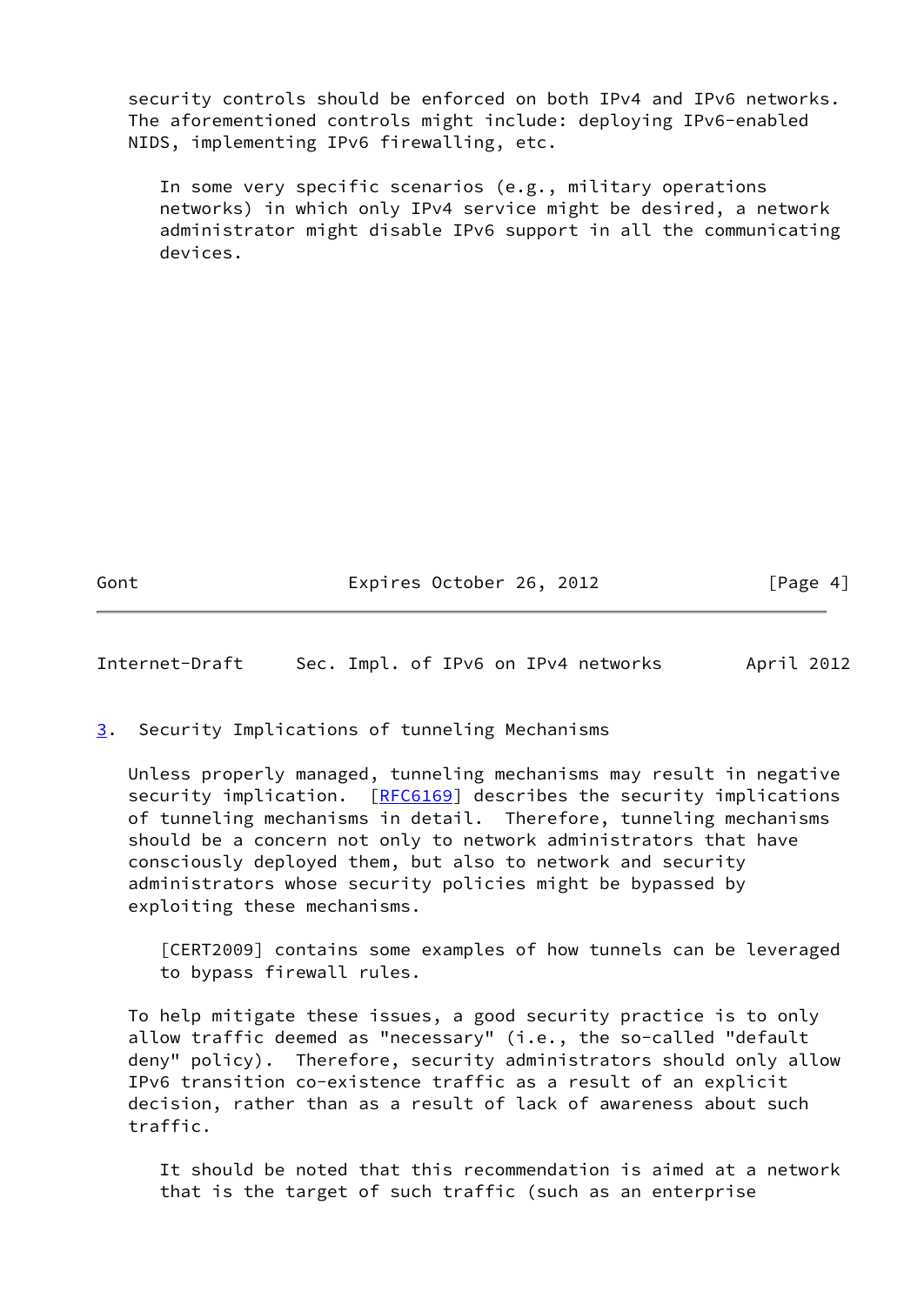security controls should be enforced on both IPv4 and IPv6 networks. The aforementioned controls might include: deploying IPv6-enabled NIDS, implementing IPv6 firewalling, etc.

> In some very specific scenarios (e.g., military operations networks) in which only IPv4 service might be desired, a network administrator might disable IPv6 support in all the communicating devices.

## 3. Security Implications of tunneling Mechanisms

Unless properly managed, tunneling mechanisms may result in negative security implication. [RFC6169] describes the security implications of tunneling mechanisms in detail. Therefore, tunneling mechanisms should be a concern not only to network administrators that have consciously deployed them, but also to network and security administrators whose security policies might be bypassed by exploiting these mechanisms.

> [CERT2009] contains some examples of how tunnels can be leveraged to bypass firewall rules.

To help mitigate these issues, a good security practice is to only allow traffic deemed as "necessary" (i.e., the so-called "default deny" policy). Therefore, security administrators should only allow IPv6 transition co-existence traffic as a result of an explicit decision, rather than as a result of lack of awareness about such traffic.

> It should be noted that this recommendation is aimed at a network that is the target of such traffic (such as an enterprise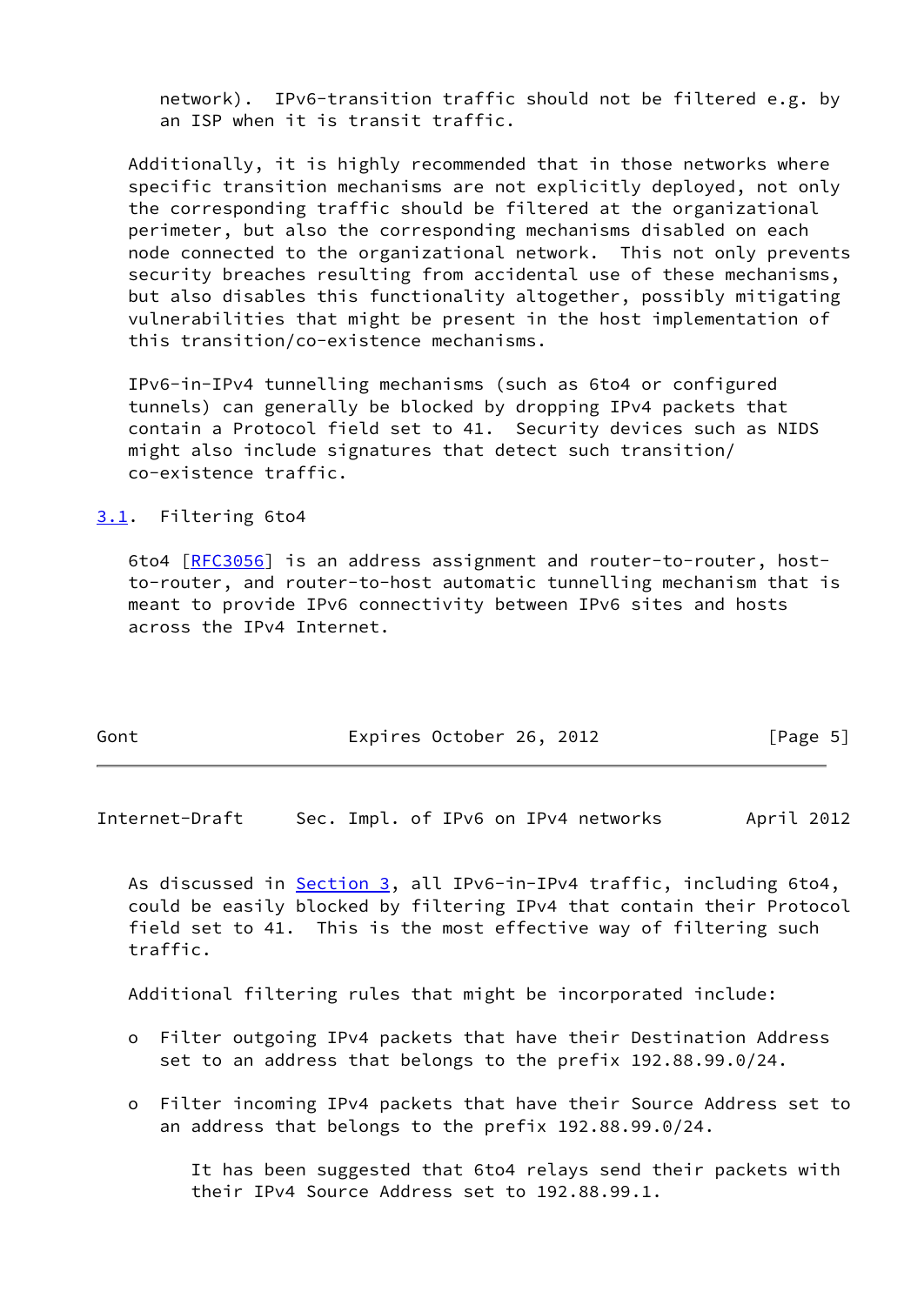network). IPv6-transition traffic should not be filtered e.g. by an ISP when it is transit traffic.

Additionally, it is highly recommended that in those networks where specific transition mechanisms are not explicitly deployed, not only the corresponding traffic should be filtered at the organizational perimeter, but also the corresponding mechanisms disabled on each node connected to the organizational network. This not only prevents security breaches resulting from accidental use of these mechanisms, but also disables this functionality altogether, possibly mitigating vulnerabilities that might be present in the host implementation of this transition/co-existence mechanisms.

IPv6-in-IPv4 tunnelling mechanisms (such as 6to4 or configured tunnels) can generally be blocked by dropping IPv4 packets that contain a Protocol field set to 41. Security devices such as NIDS might also include signatures that detect such transition/co-existence traffic.

### 3.1. Filtering 6to4

6to4 [RFC3056] is an address assignment and router-to-router, host-to-router, and router-to-host automatic tunnelling mechanism that is meant to provide IPv6 connectivity between IPv6 sites and hosts across the IPv4 Internet.

As discussed in Section 3, all IPv6-in-IPv4 traffic, including 6to4, could be easily blocked by filtering IPv4 that contain their Protocol field set to 41. This is the most effective way of filtering such traffic.

Additional filtering rules that might be incorporated include:

- Filter outgoing IPv4 packets that have their Destination Address set to an address that belongs to the prefix 192.88.99.0/24.

- Filter incoming IPv4 packets that have their Source Address set to an address that belongs to the prefix 192.88.99.0/24.

  It has been suggested that 6to4 relays send their packets with their IPv4 Source Address set to 192.88.99.1.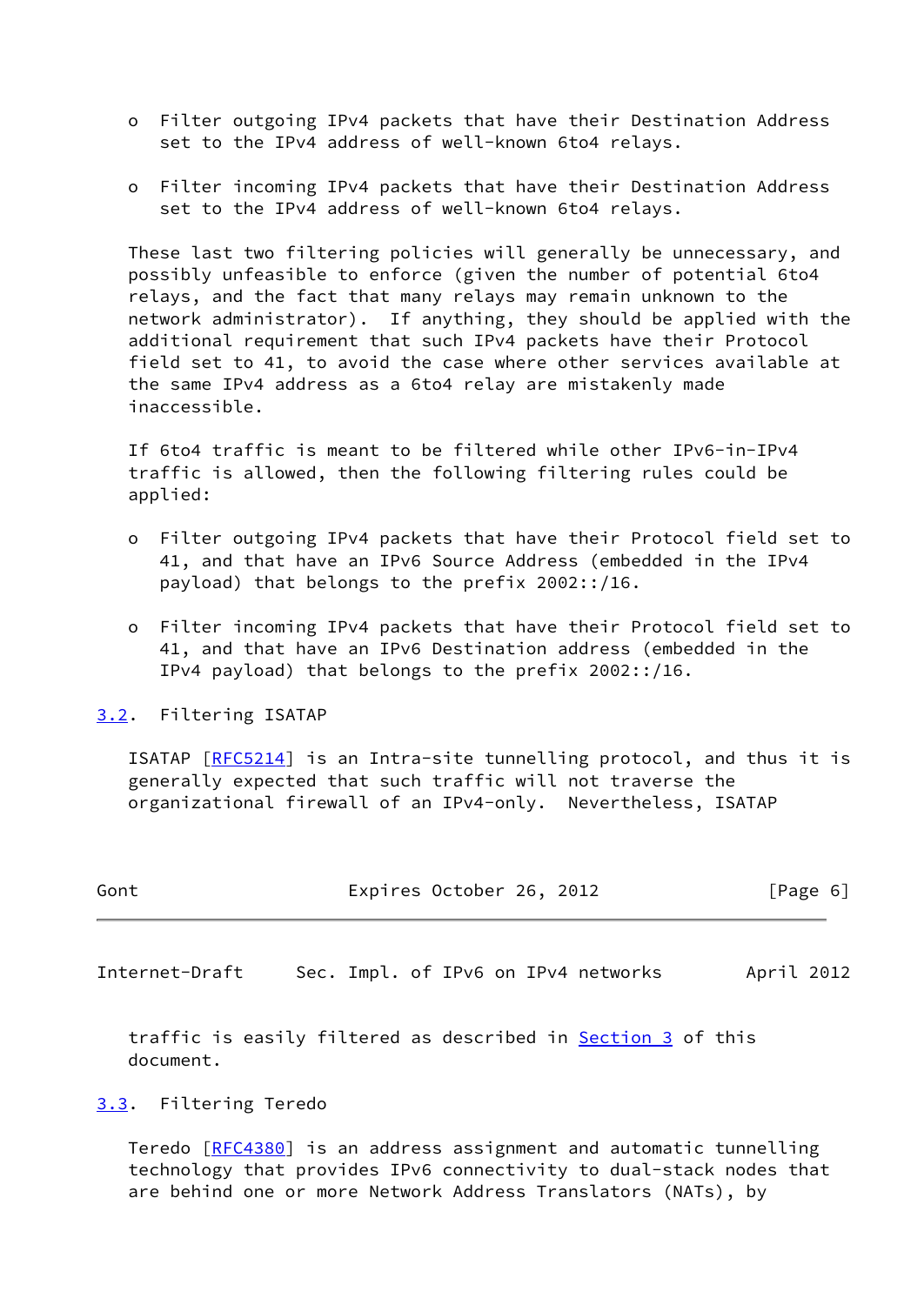- Filter outgoing IPv4 packets that have their Destination Address set to the IPv4 address of well-known 6to4 relays.

- Filter incoming IPv4 packets that have their Destination Address set to the IPv4 address of well-known 6to4 relays.

These last two filtering policies will generally be unnecessary, and possibly unfeasible to enforce (given the number of potential 6to4 relays, and the fact that many relays may remain unknown to the network administrator). If anything, they should be applied with the additional requirement that such IPv4 packets have their Protocol field set to 41, to avoid the case where other services available at the same IPv4 address as a 6to4 relay are mistakenly made inaccessible.

If 6to4 traffic is meant to be filtered while other IPv6-in-IPv4 traffic is allowed, then the following filtering rules could be applied:

- Filter outgoing IPv4 packets that have their Protocol field set to 41, and that have an IPv6 Source Address (embedded in the IPv4 payload) that belongs to the prefix 2002::/16.

- Filter incoming IPv4 packets that have their Protocol field set to 41, and that have an IPv6 Destination address (embedded in the IPv4 payload) that belongs to the prefix 2002::/16.

### 3.2. Filtering ISATAP

ISATAP [RFC5214] is an Intra-site tunnelling protocol, and thus it is generally expected that such traffic will not traverse the organizational firewall of an IPv4-only. Nevertheless, ISATAP traffic is easily filtered as described in Section 3 of this document.

### 3.3. Filtering Teredo

Teredo [RFC4380] is an address assignment and automatic tunnelling technology that provides IPv6 connectivity to dual-stack nodes that are behind one or more Network Address Translators (NATs), by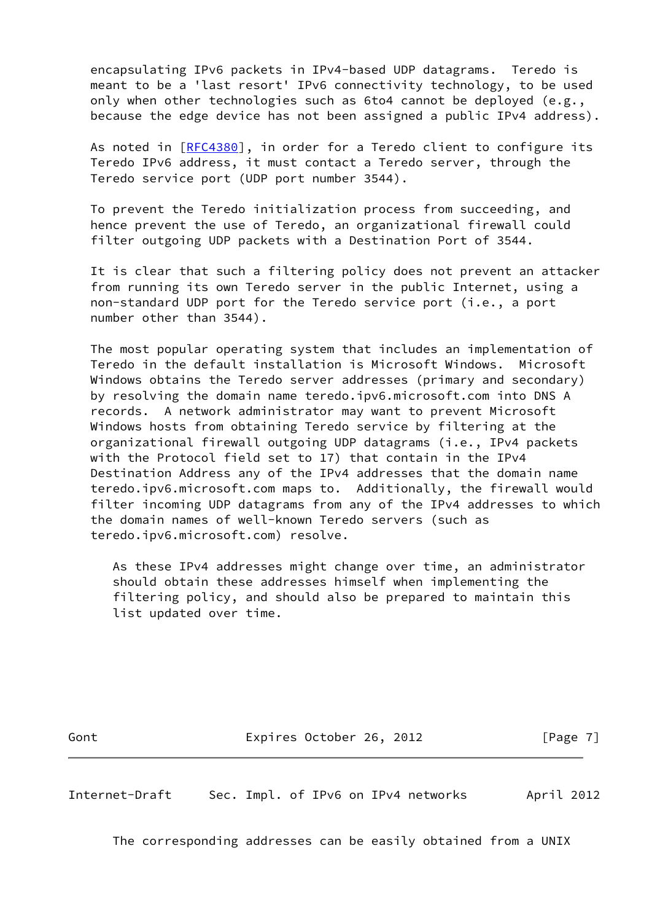encapsulating IPv6 packets in IPv4-based UDP datagrams. Teredo is meant to be a 'last resort' IPv6 connectivity technology, to be used only when other technologies such as 6to4 cannot be deployed (e.g., because the edge device has not been assigned a public IPv4 address).

As noted in [RFC4380], in order for a Teredo client to configure its Teredo IPv6 address, it must contact a Teredo server, through the Teredo service port (UDP port number 3544).

To prevent the Teredo initialization process from succeeding, and hence prevent the use of Teredo, an organizational firewall could filter outgoing UDP packets with a Destination Port of 3544.

It is clear that such a filtering policy does not prevent an attacker from running its own Teredo server in the public Internet, using a non-standard UDP port for the Teredo service port (i.e., a port number other than 3544).

The most popular operating system that includes an implementation of Teredo in the default installation is Microsoft Windows. Microsoft Windows obtains the Teredo server addresses (primary and secondary) by resolving the domain name teredo.ipv6.microsoft.com into DNS A records. A network administrator may want to prevent Microsoft Windows hosts from obtaining Teredo service by filtering at the organizational firewall outgoing UDP datagrams (i.e., IPv4 packets with the Protocol field set to 17) that contain in the IPv4 Destination Address any of the IPv4 addresses that the domain name teredo.ipv6.microsoft.com maps to. Additionally, the firewall would filter incoming UDP datagrams from any of the IPv4 addresses to which the domain names of well-known Teredo servers (such as teredo.ipv6.microsoft.com) resolve.

> As these IPv4 addresses might change over time, an administrator should obtain these addresses himself when implementing the filtering policy, and should also be prepared to maintain this list updated over time.
>
> The corresponding addresses can be easily obtained from a UNIX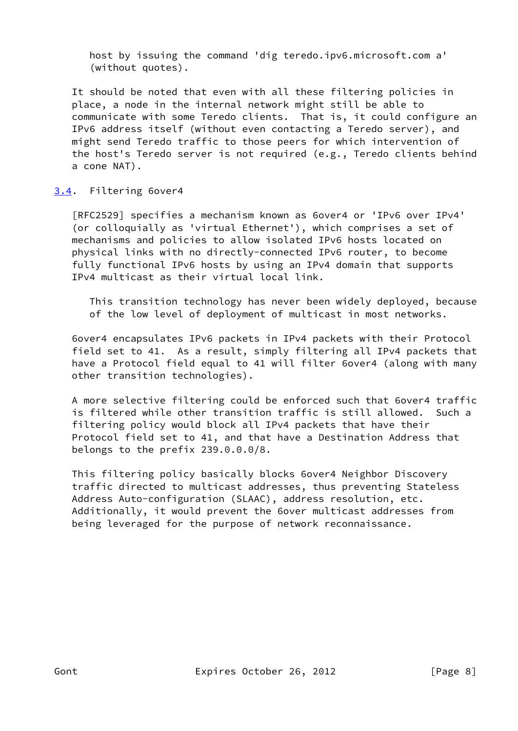host by issuing the command 'dig teredo.ipv6.microsoft.com a' (without quotes).

It should be noted that even with all these filtering policies in place, a node in the internal network might still be able to communicate with some Teredo clients. That is, it could configure an IPv6 address itself (without even contacting a Teredo server), and might send Teredo traffic to those peers for which intervention of the host's Teredo server is not required (e.g., Teredo clients behind a cone NAT).

### 3.4. Filtering 6over4

[RFC2529] specifies a mechanism known as 6over4 or 'IPv6 over IPv4' (or colloquially as 'virtual Ethernet'), which comprises a set of mechanisms and policies to allow isolated IPv6 hosts located on physical links with no directly-connected IPv6 router, to become fully functional IPv6 hosts by using an IPv4 domain that supports IPv4 multicast as their virtual local link.

> This transition technology has never been widely deployed, because of the low level of deployment of multicast in most networks.

6over4 encapsulates IPv6 packets in IPv4 packets with their Protocol field set to 41. As a result, simply filtering all IPv4 packets that have a Protocol field equal to 41 will filter 6over4 (along with many other transition technologies).

A more selective filtering could be enforced such that 6over4 traffic is filtered while other transition traffic is still allowed. Such a filtering policy would block all IPv4 packets that have their Protocol field set to 41, and that have a Destination Address that belongs to the prefix 239.0.0.0/8.

This filtering policy basically blocks 6over4 Neighbor Discovery traffic directed to multicast addresses, thus preventing Stateless Address Auto-configuration (SLAAC), address resolution, etc. Additionally, it would prevent the 6over multicast addresses from being leveraged for the purpose of network reconnaissance.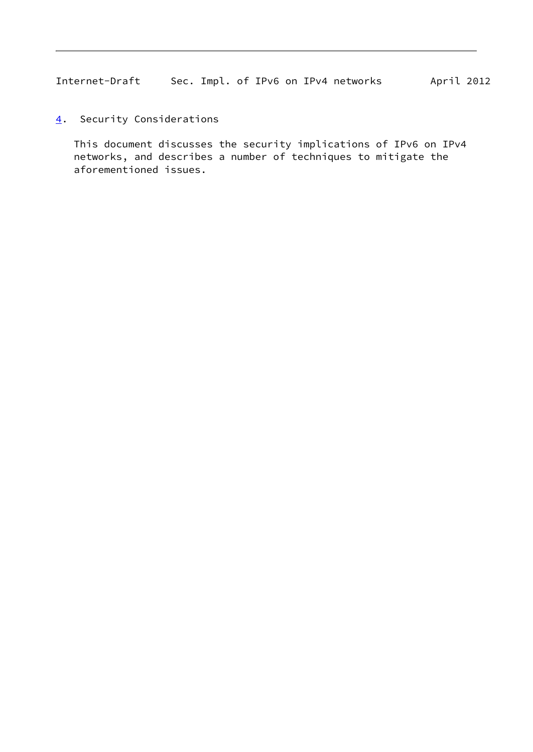## 4. Security Considerations

This document discusses the security implications of IPv6 on IPv4 networks, and describes a number of techniques to mitigate the aforementioned issues.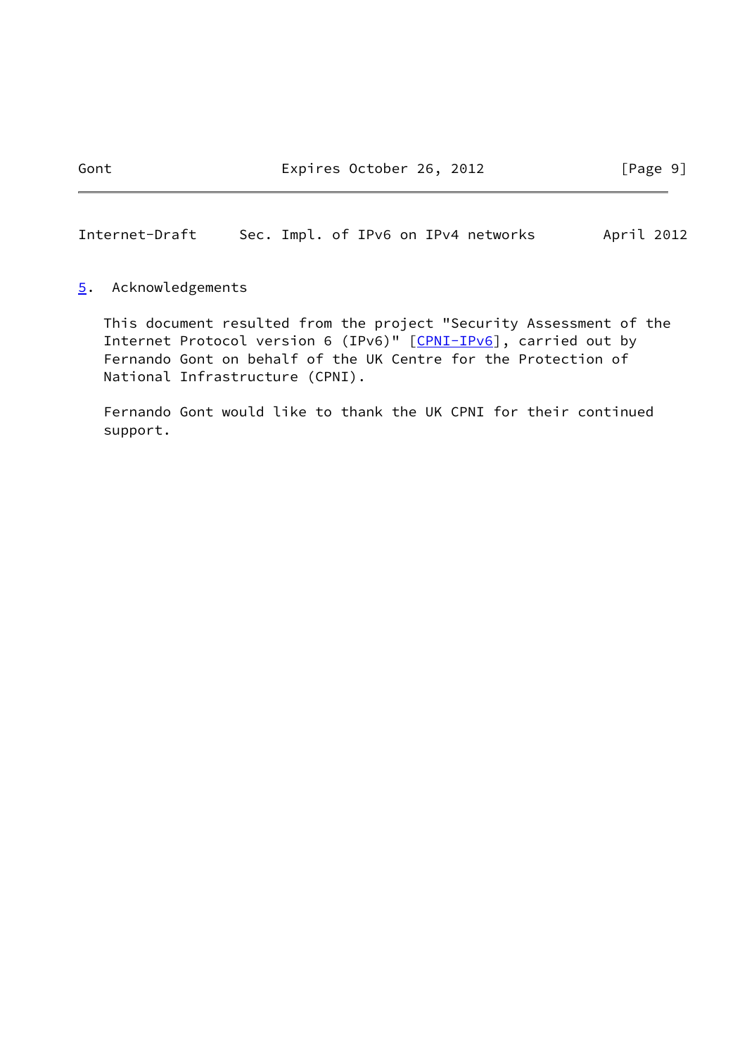## 5. Acknowledgements

This document resulted from the project "Security Assessment of the Internet Protocol version 6 (IPv6)" [CPNI-IPv6], carried out by Fernando Gont on behalf of the UK Centre for the Protection of National Infrastructure (CPNI).

Fernando Gont would like to thank the UK CPNI for their continued support.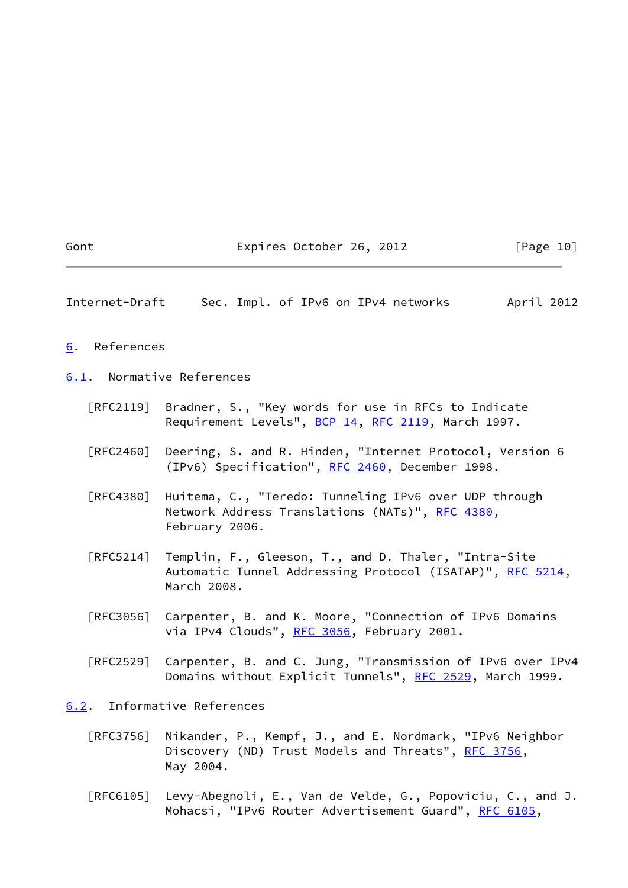## 6. References

### 6.1. Normative References

[RFC2119] Bradner, S., "Key words for use in RFCs to Indicate Requirement Levels", BCP 14, RFC 2119, March 1997.

[RFC2460] Deering, S. and R. Hinden, "Internet Protocol, Version 6 (IPv6) Specification", RFC 2460, December 1998.

[RFC4380] Huitema, C., "Teredo: Tunneling IPv6 over UDP through Network Address Translations (NATs)", RFC 4380, February 2006.

[RFC5214] Templin, F., Gleeson, T., and D. Thaler, "Intra-Site Automatic Tunnel Addressing Protocol (ISATAP)", RFC 5214, March 2008.

[RFC3056] Carpenter, B. and K. Moore, "Connection of IPv6 Domains via IPv4 Clouds", RFC 3056, February 2001.

[RFC2529] Carpenter, B. and C. Jung, "Transmission of IPv6 over IPv4 Domains without Explicit Tunnels", RFC 2529, March 1999.

### 6.2. Informative References

[RFC3756] Nikander, P., Kempf, J., and E. Nordmark, "IPv6 Neighbor Discovery (ND) Trust Models and Threats", RFC 3756, May 2004.

[RFC6105] Levy-Abegnoli, E., Van de Velde, G., Popoviciu, C., and J. Mohacsi, "IPv6 Router Advertisement Guard", RFC 6105,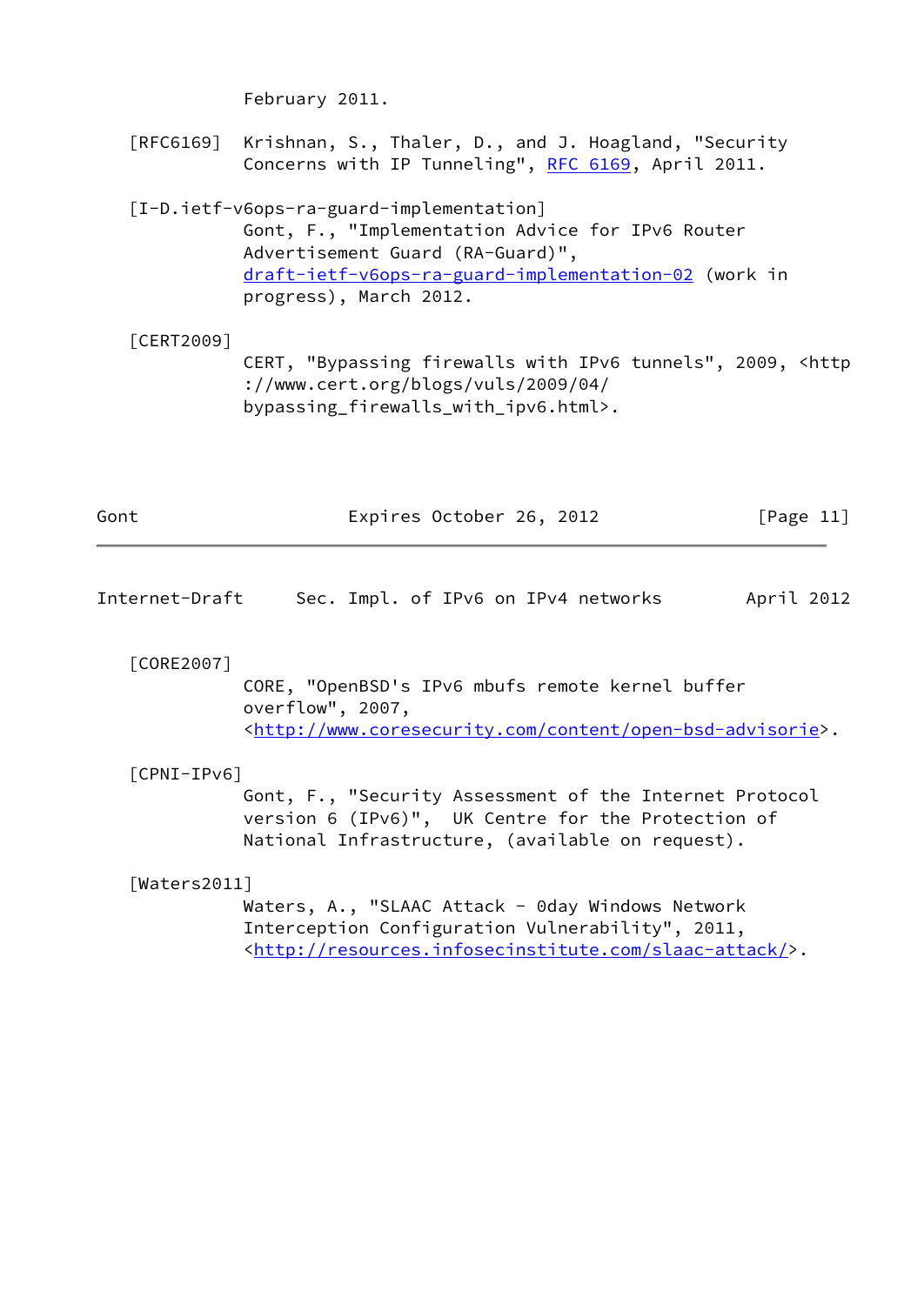February 2011.

[RFC6169] Krishnan, S., Thaler, D., and J. Hoagland, "Security Concerns with IP Tunneling", RFC 6169, April 2011.

[I-D.ietf-v6ops-ra-guard-implementation]
Gont, F., "Implementation Advice for IPv6 Router Advertisement Guard (RA-Guard)", draft-ietf-v6ops-ra-guard-implementation-02 (work in progress), March 2012.

[CERT2009]
CERT, "Bypassing firewalls with IPv6 tunnels", 2009, <http://www.cert.org/blogs/vuls/2009/04/bypassing_firewalls_with_ipv6.html>.

[CORE2007]
CORE, "OpenBSD's IPv6 mbufs remote kernel buffer overflow", 2007, <http://www.coresecurity.com/content/open-bsd-advisorie>.

[CPNI-IPv6]
Gont, F., "Security Assessment of the Internet Protocol version 6 (IPv6)", UK Centre for the Protection of National Infrastructure, (available on request).

[Waters2011]
Waters, A., "SLAAC Attack - 0day Windows Network Interception Configuration Vulnerability", 2011, <http://resources.infosecinstitute.com/slaac-attack/>.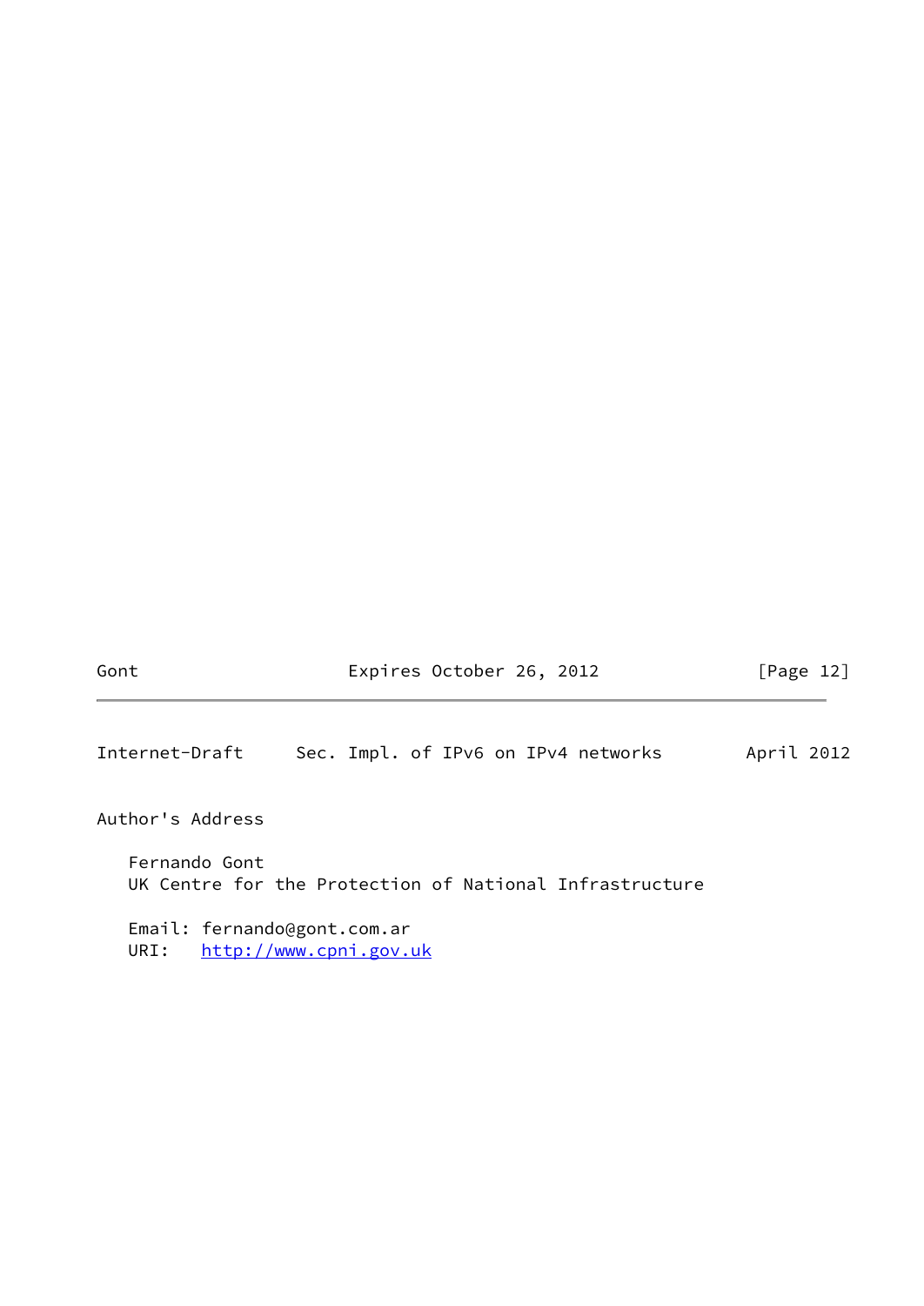# Author's Address

Fernando Gont
UK Centre for the Protection of National Infrastructure

Email: fernando@gont.com.ar
URI: http://www.cpni.gov.uk